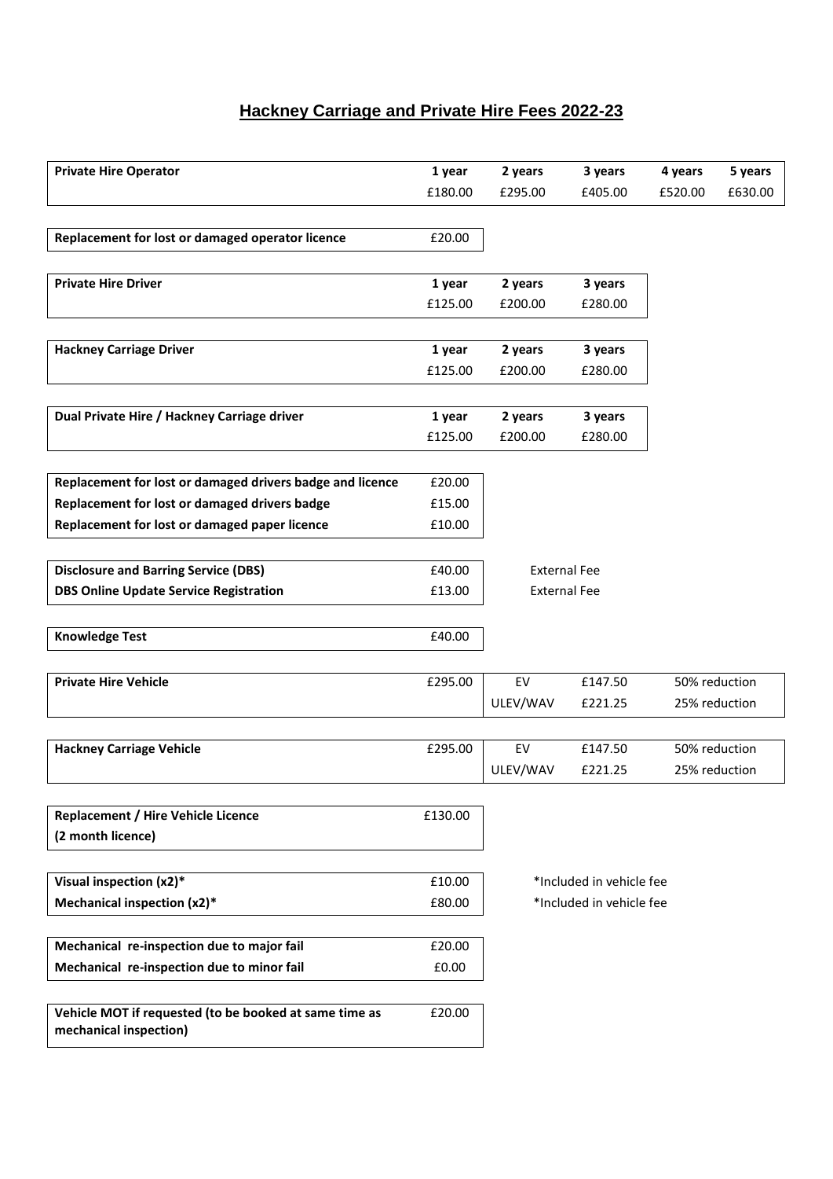# Hackney Carriage and Private Hire Fees 2022-23

| Private Hire Operator | 1 year | 2 years | 3 years | 4 years | 5 years |
|---|---|---|---|---|---|
| | £180.00 | £295.00 | £405.00 | £520.00 | £630.00 |

| Replacement for lost or damaged operator licence | £20.00 |
|---|---|

| Private Hire Driver | 1 year | 2 years | 3 years |
|---|---|---|---|
| | £125.00 | £200.00 | £280.00 |

| Hackney Carriage Driver | 1 year | 2 years | 3 years |
|---|---|---|---|
| | £125.00 | £200.00 | £280.00 |

| Dual Private Hire / Hackney Carriage driver | 1 year | 2 years | 3 years |
|---|---|---|---|
| | £125.00 | £200.00 | £280.00 |

| Replacement for lost or damaged drivers badge and licence | £20.00 |
|---|---|
| **Replacement for lost or damaged drivers badge** | £15.00 |
| **Replacement for lost or damaged paper licence** | £10.00 |

| Disclosure and Barring Service (DBS) | £40.00 | External Fee |
|---|---|---|
| **DBS Online Update Service Registration** | £13.00 | External Fee |

| Knowledge Test | £40.00 |
|---|---|

| Private Hire Vehicle | £295.00 | EV | £147.50 | 50% reduction |
|---|---|---|---|---|
| | | ULEV/WAV | £221.25 | 25% reduction |

| Hackney Carriage Vehicle | £295.00 | EV | £147.50 | 50% reduction |
|---|---|---|---|---|
| | | ULEV/WAV | £221.25 | 25% reduction |

| Replacement / Hire Vehicle Licence (2 month licence) | £130.00 |
|---|---|

| Visual inspection (x2)* | £10.00 | *Included in vehicle fee |
|---|---|---|
| **Mechanical inspection (x2)*** | £80.00 | *Included in vehicle fee |

| Mechanical re-inspection due to major fail | £20.00 |
|---|---|
| **Mechanical re-inspection due to minor fail** | £0.00 |

| Vehicle MOT if requested (to be booked at same time as mechanical inspection) | £20.00 |
|---|---|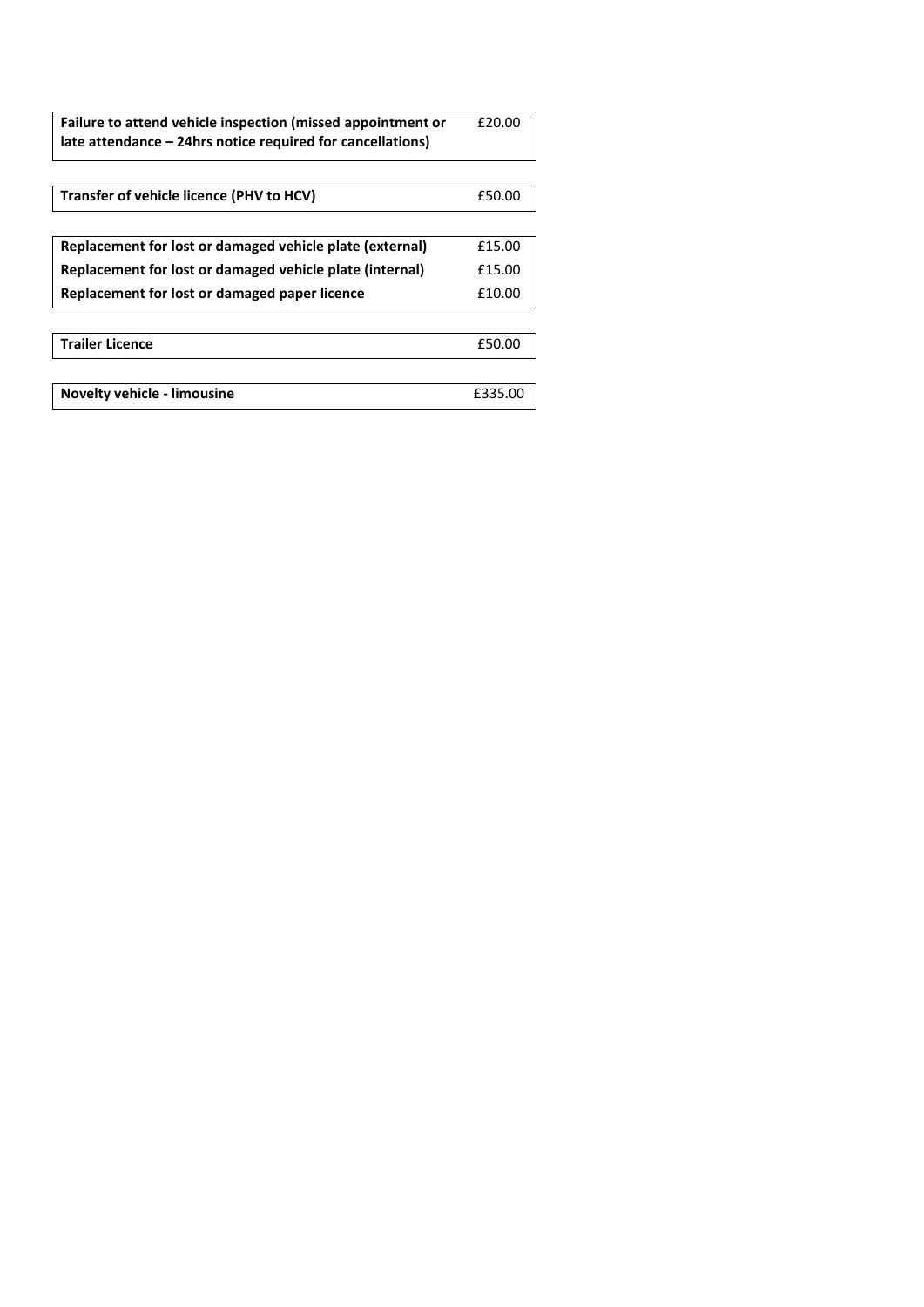| | |
|---|---|
| **Failure to attend vehicle inspection (missed appointment or late attendance – 24hrs notice required for cancellations)** | £20.00 |

| | |
|---|---|
| **Transfer of vehicle licence (PHV to HCV)** | £50.00 |

| | |
|---|---|
| **Replacement for lost or damaged vehicle plate (external)** | £15.00 |
| **Replacement for lost or damaged vehicle plate (internal)** | £15.00 |
| **Replacement for lost or damaged paper licence** | £10.00 |

| | |
|---|---|
| **Trailer Licence** | £50.00 |

| | |
|---|---|
| **Novelty vehicle - limousine** | £335.00 |